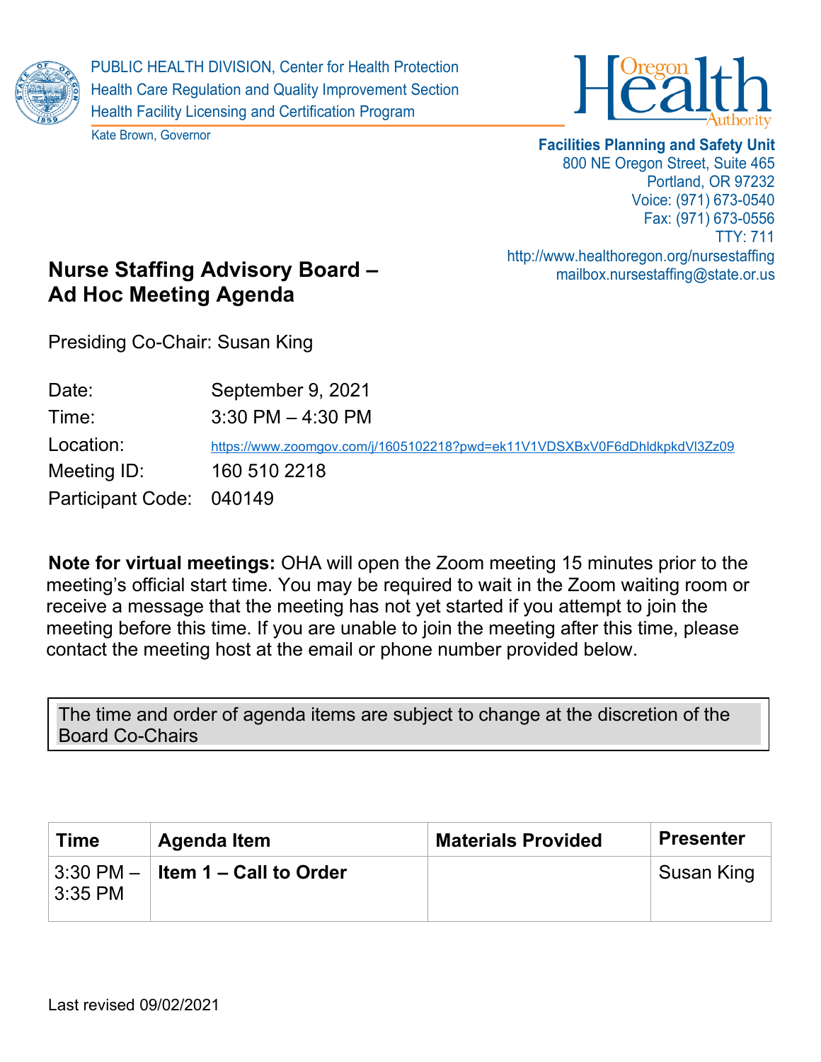PUBLIC HEALTH DIVISION, Center for Health Protection
Health Care Regulation and Quality Improvement Section
Health Facility Licensing and Certification Program

Kate Brown, Governor

Oregon Health Authority

**Facilities Planning and Safety Unit**
800 NE Oregon Street, Suite 465
Portland, OR 97232
Voice: (971) 673-0540
Fax: (971) 673-0556
TTY: 711
http://www.healthoregon.org/nursestaffing
mailbox.nursestaffing@state.or.us

# Nurse Staffing Advisory Board – Ad Hoc Meeting Agenda

Presiding Co-Chair: Susan King

| | |
|---|---|
| Date: | September 9, 2021 |
| Time: | 3:30 PM – 4:30 PM |
| Location: | https://www.zoomgov.com/j/1605102218?pwd=ek11V1VDSXBxV0F6dDhldkpkdVl3Zz09 |
| Meeting ID: | 160 510 2218 |
| Participant Code: | 040149 |

**Note for virtual meetings:** OHA will open the Zoom meeting 15 minutes prior to the meeting's official start time. You may be required to wait in the Zoom waiting room or receive a message that the meeting has not yet started if you attempt to join the meeting before this time. If you are unable to join the meeting after this time, please contact the meeting host at the email or phone number provided below.

The time and order of agenda items are subject to change at the discretion of the Board Co-Chairs

| Time | Agenda Item | Materials Provided | Presenter |
|---|---|---|---|
| 3:30 PM – 3:35 PM | **Item 1 – Call to Order** | | Susan King |

Last revised 09/02/2021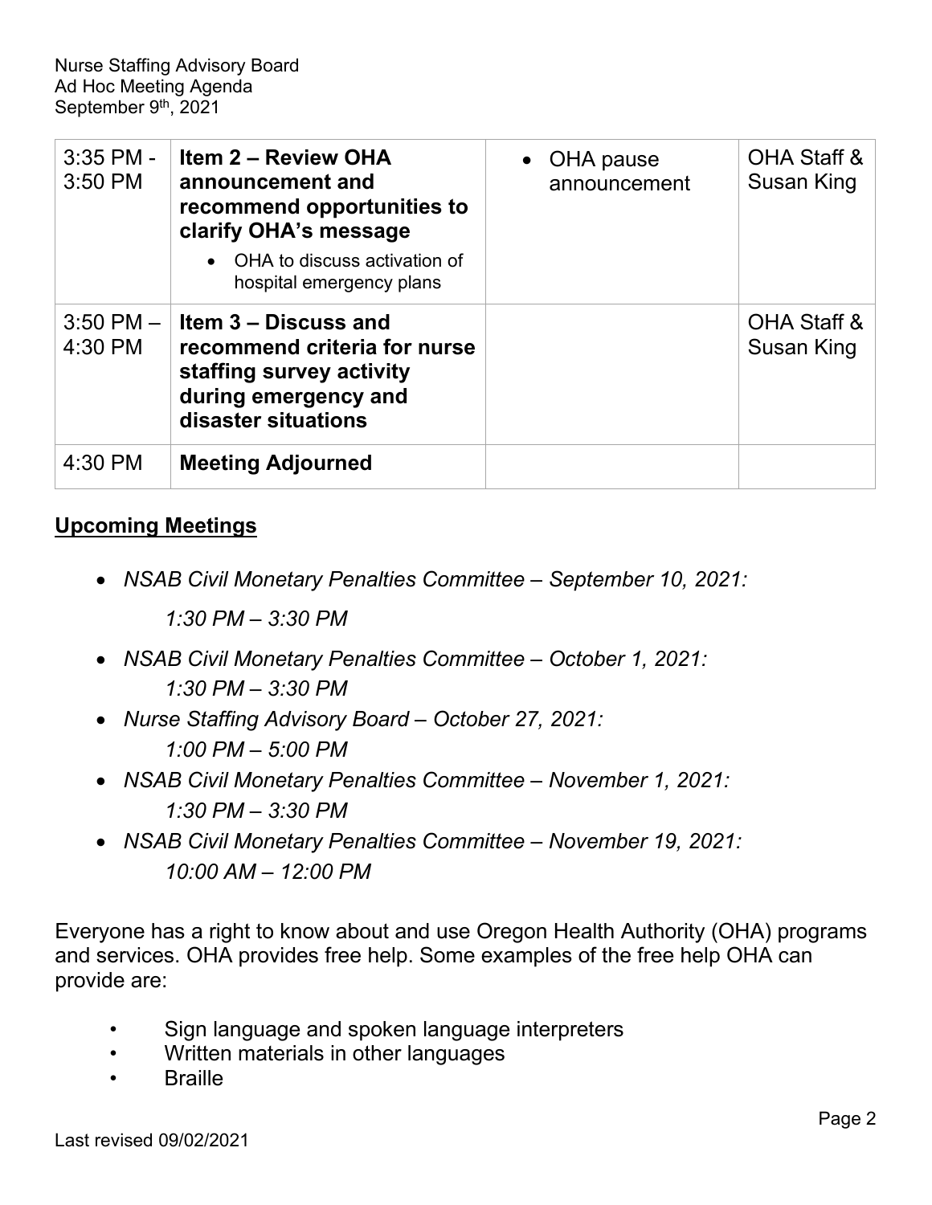| 3:35 PM - 3:50 PM | **Item 2 – Review OHA announcement and recommend opportunities to clarify OHA's message**<br>• OHA to discuss activation of hospital emergency plans | • OHA pause announcement | OHA Staff & Susan King |
|---|---|---|---|
| 3:50 PM – 4:30 PM | **Item 3 – Discuss and recommend criteria for nurse staffing survey activity during emergency and disaster situations** | | OHA Staff & Susan King |
| 4:30 PM | **Meeting Adjourned** | | |

## <u>Upcoming Meetings</u>

- *NSAB Civil Monetary Penalties Committee – September 10, 2021:*
  *1:30 PM – 3:30 PM*
- *NSAB Civil Monetary Penalties Committee – October 1, 2021:*
  *1:30 PM – 3:30 PM*
- *Nurse Staffing Advisory Board – October 27, 2021:*
  *1:00 PM – 5:00 PM*
- *NSAB Civil Monetary Penalties Committee – November 1, 2021:*
  *1:30 PM – 3:30 PM*
- *NSAB Civil Monetary Penalties Committee – November 19, 2021:*
  *10:00 AM – 12:00 PM*

Everyone has a right to know about and use Oregon Health Authority (OHA) programs and services. OHA provides free help. Some examples of the free help OHA can provide are:

- Sign language and spoken language interpreters
- Written materials in other languages
- Braille

Last revised 09/02/2021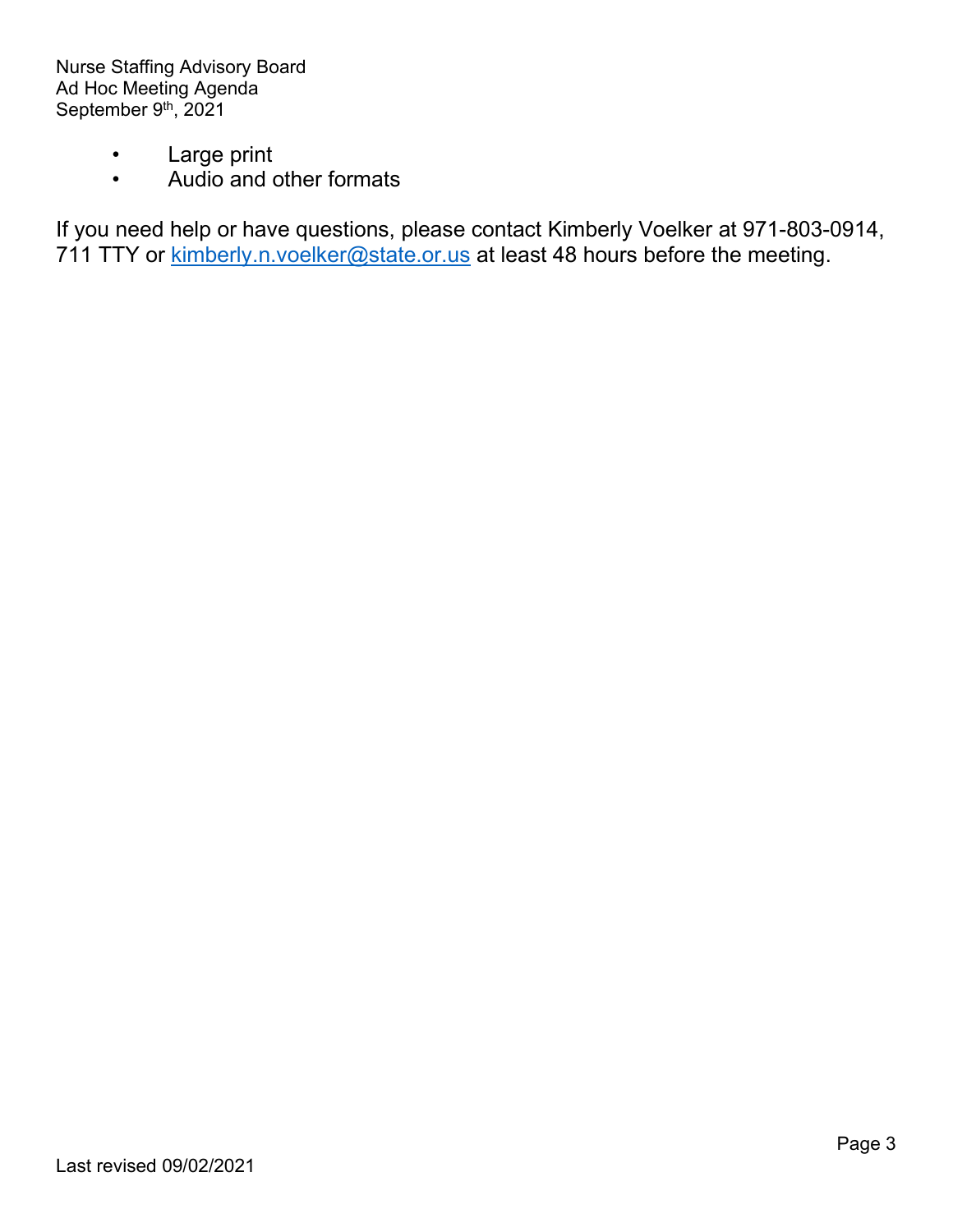- Large print
- Audio and other formats

If you need help or have questions, please contact Kimberly Voelker at 971-803-0914, 711 TTY or kimberly.n.voelker@state.or.us at least 48 hours before the meeting.